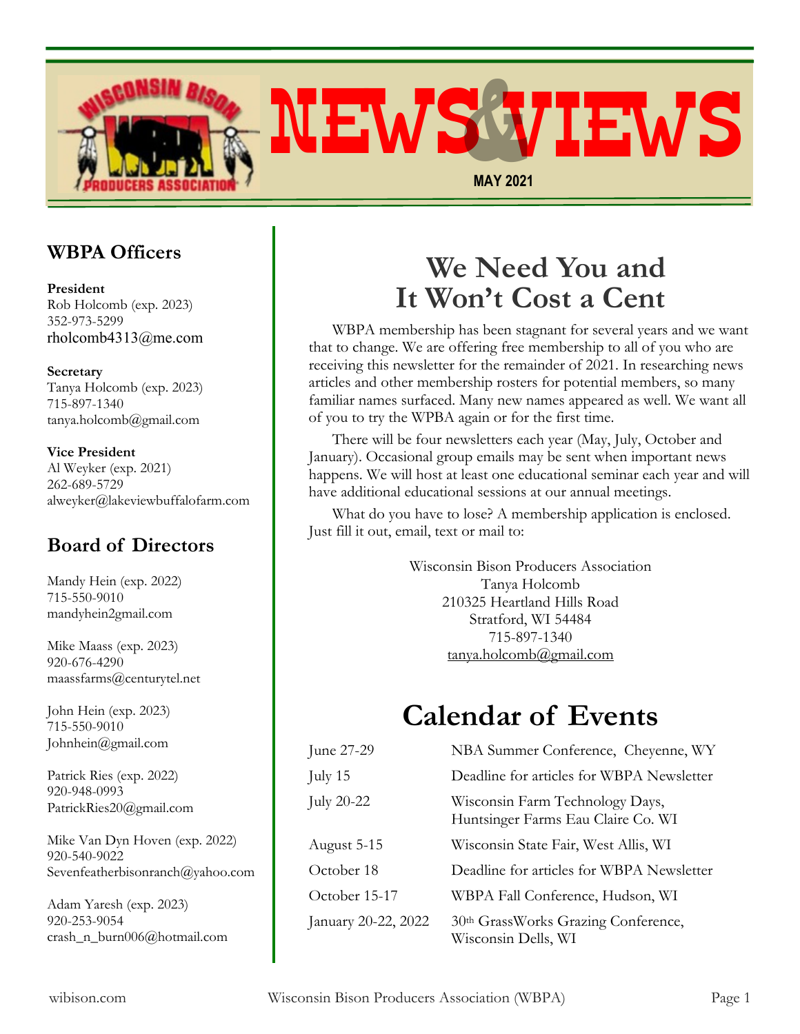# NEWS & VIEWS

MAY 2021

## WBPA Officers

**President**
Rob Holcomb (exp. 2023)
352-973-5299
rholcomb4313@me.com

**Secretary**
Tanya Holcomb (exp. 2023)
715-897-1340
tanya.holcomb@gmail.com

**Vice President**
Al Weyker (exp. 2021)
262-689-5729
alweyker@lakeviewbuffalofarm.com

## Board of Directors

Mandy Hein (exp. 2022)
715-550-9010
mandyhein2gmail.com

Mike Maass (exp. 2023)
920-676-4290
maassfarms@centurytel.net

John Hein (exp. 2023)
715-550-9010
Johnhein@gmail.com

Patrick Ries (exp. 2022)
920-948-0993
PatrickRies20@gmail.com

Mike Van Dyn Hoven (exp. 2022)
920-540-9022
Sevenfeatherbisonranch@yahoo.com

Adam Yaresh (exp. 2023)
920-253-9054
crash_n_burn006@hotmail.com

# We Need You and It Won't Cost a Cent

WBPA membership has been stagnant for several years and we want that to change. We are offering free membership to all of you who are receiving this newsletter for the remainder of 2021. In researching news articles and other membership rosters for potential members, so many familiar names surfaced. Many new names appeared as well. We want all of you to try the WPBA again or for the first time.

There will be four newsletters each year (May, July, October and January). Occasional group emails may be sent when important news happens. We will host at least one educational seminar each year and will have additional educational sessions at our annual meetings.

What do you have to lose? A membership application is enclosed. Just fill it out, email, text or mail to:

Wisconsin Bison Producers Association
Tanya Holcomb
210325 Heartland Hills Road
Stratford, WI 54484
715-897-1340
tanya.holcomb@gmail.com

# Calendar of Events

| | |
|---|---|
| June 27-29 | NBA Summer Conference, Cheyenne, WY |
| July 15 | Deadline for articles for WBPA Newsletter |
| July 20-22 | Wisconsin Farm Technology Days, Huntsinger Farms Eau Claire Co. WI |
| August 5-15 | Wisconsin State Fair, West Allis, WI |
| October 18 | Deadline for articles for WBPA Newsletter |
| October 15-17 | WBPA Fall Conference, Hudson, WI |
| January 20-22, 2022 | 30th GrassWorks Grazing Conference, Wisconsin Dells, WI |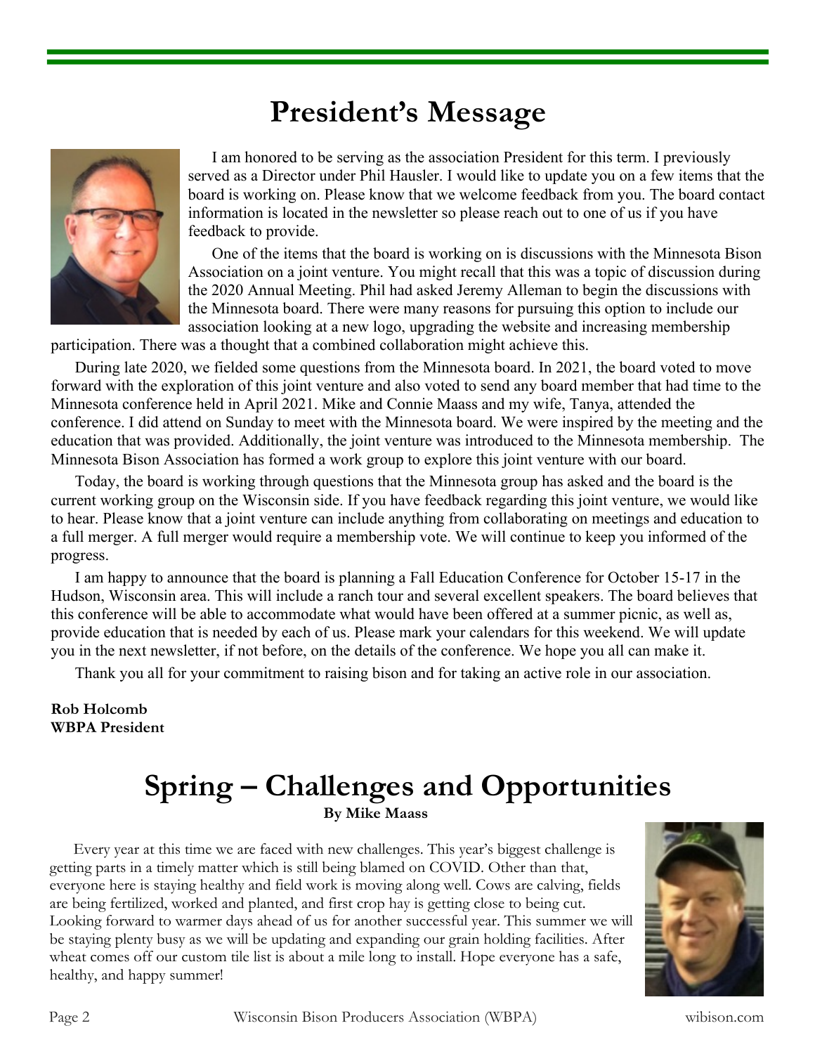# President's Message

I am honored to be serving as the association President for this term. I previously served as a Director under Phil Hausler. I would like to update you on a few items that the board is working on. Please know that we welcome feedback from you. The board contact information is located in the newsletter so please reach out to one of us if you have feedback to provide.

One of the items that the board is working on is discussions with the Minnesota Bison Association on a joint venture. You might recall that this was a topic of discussion during the 2020 Annual Meeting. Phil had asked Jeremy Alleman to begin the discussions with the Minnesota board. There were many reasons for pursuing this option to include our association looking at a new logo, upgrading the website and increasing membership participation. There was a thought that a combined collaboration might achieve this.

During late 2020, we fielded some questions from the Minnesota board. In 2021, the board voted to move forward with the exploration of this joint venture and also voted to send any board member that had time to the Minnesota conference held in April 2021. Mike and Connie Maass and my wife, Tanya, attended the conference. I did attend on Sunday to meet with the Minnesota board. We were inspired by the meeting and the education that was provided. Additionally, the joint venture was introduced to the Minnesota membership. The Minnesota Bison Association has formed a work group to explore this joint venture with our board.

Today, the board is working through questions that the Minnesota group has asked and the board is the current working group on the Wisconsin side. If you have feedback regarding this joint venture, we would like to hear. Please know that a joint venture can include anything from collaborating on meetings and education to a full merger. A full merger would require a membership vote. We will continue to keep you informed of the progress.

I am happy to announce that the board is planning a Fall Education Conference for October 15-17 in the Hudson, Wisconsin area. This will include a ranch tour and several excellent speakers. The board believes that this conference will be able to accommodate what would have been offered at a summer picnic, as well as, provide education that is needed by each of us. Please mark your calendars for this weekend. We will update you in the next newsletter, if not before, on the details of the conference. We hope you all can make it.

Thank you all for your commitment to raising bison and for taking an active role in our association.

**Rob Holcomb**
**WBPA President**

# Spring – Challenges and Opportunities

**By Mike Maass**

Every year at this time we are faced with new challenges. This year's biggest challenge is getting parts in a timely matter which is still being blamed on COVID. Other than that, everyone here is staying healthy and field work is moving along well. Cows are calving, fields are being fertilized, worked and planted, and first crop hay is getting close to being cut. Looking forward to warmer days ahead of us for another successful year. This summer we will be staying plenty busy as we will be updating and expanding our grain holding facilities. After wheat comes off our custom tile list is about a mile long to install. Hope everyone has a safe, healthy, and happy summer!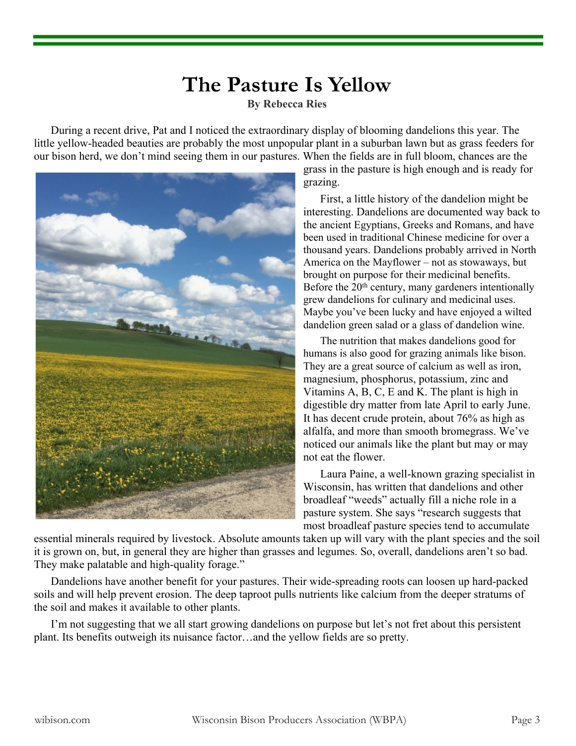# The Pasture Is Yellow

**By Rebecca Ries**

During a recent drive, Pat and I noticed the extraordinary display of blooming dandelions this year. The little yellow-headed beauties are probably the most unpopular plant in a suburban lawn but as grass feeders for our bison herd, we don't mind seeing them in our pastures. When the fields are in full bloom, chances are the grass in the pasture is high enough and is ready for grazing.

First, a little history of the dandelion might be interesting. Dandelions are documented way back to the ancient Egyptians, Greeks and Romans, and have been used in traditional Chinese medicine for over a thousand years. Dandelions probably arrived in North America on the Mayflower – not as stowaways, but brought on purpose for their medicinal benefits. Before the 20th century, many gardeners intentionally grew dandelions for culinary and medicinal uses. Maybe you've been lucky and have enjoyed a wilted dandelion green salad or a glass of dandelion wine.

The nutrition that makes dandelions good for humans is also good for grazing animals like bison. They are a great source of calcium as well as iron, magnesium, phosphorus, potassium, zinc and Vitamins A, B, C, E and K. The plant is high in digestible dry matter from late April to early June. It has decent crude protein, about 76% as high as alfalfa, and more than smooth bromegrass. We've noticed our animals like the plant but may or may not eat the flower.

Laura Paine, a well-known grazing specialist in Wisconsin, has written that dandelions and other broadleaf "weeds" actually fill a niche role in a pasture system. She says "research suggests that most broadleaf pasture species tend to accumulate essential minerals required by livestock. Absolute amounts taken up will vary with the plant species and the soil it is grown on, but, in general they are higher than grasses and legumes. So, overall, dandelions aren't so bad. They make palatable and high-quality forage."

Dandelions have another benefit for your pastures. Their wide-spreading roots can loosen up hard-packed soils and will help prevent erosion. The deep taproot pulls nutrients like calcium from the deeper stratums of the soil and makes it available to other plants.

I'm not suggesting that we all start growing dandelions on purpose but let's not fret about this persistent plant. Its benefits outweigh its nuisance factor…and the yellow fields are so pretty.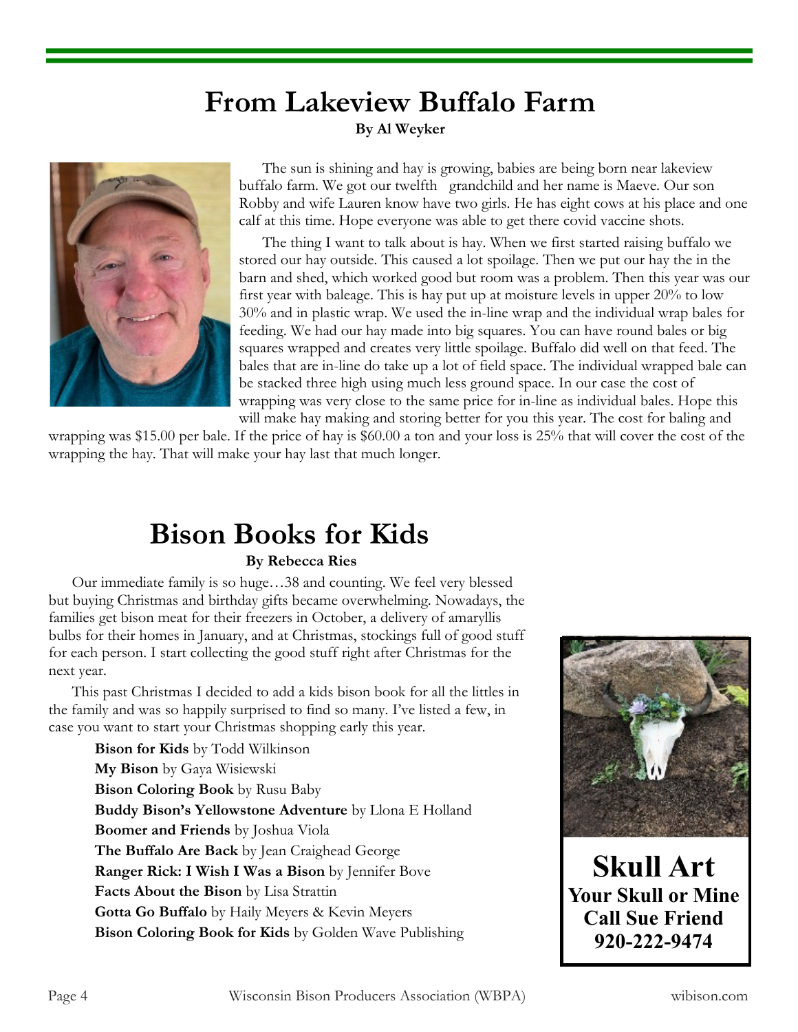# From Lakeview Buffalo Farm

**By Al Weyker**

The sun is shining and hay is growing, babies are being born near lakeview buffalo farm. We got our twelfth grandchild and her name is Maeve. Our son Robby and wife Lauren know have two girls. He has eight cows at his place and one calf at this time. Hope everyone was able to get there covid vaccine shots.

The thing I want to talk about is hay. When we first started raising buffalo we stored our hay outside. This caused a lot spoilage. Then we put our hay the in the barn and shed, which worked good but room was a problem. Then this year was our first year with baleage. This is hay put up at moisture levels in upper 20% to low 30% and in plastic wrap. We used the in-line wrap and the individual wrap bales for feeding. We had our hay made into big squares. You can have round bales or big squares wrapped and creates very little spoilage. Buffalo did well on that feed. The bales that are in-line do take up a lot of field space. The individual wrapped bale can be stacked three high using much less ground space. In our case the cost of wrapping was very close to the same price for in-line as individual bales. Hope this will make hay making and storing better for you this year. The cost for baling and wrapping was $15.00 per bale. If the price of hay is $60.00 a ton and your loss is 25% that will cover the cost of the wrapping the hay. That will make your hay last that much longer.

# Bison Books for Kids

**By Rebecca Ries**

Our immediate family is so huge…38 and counting. We feel very blessed but buying Christmas and birthday gifts became overwhelming. Nowadays, the families get bison meat for their freezers in October, a delivery of amaryllis bulbs for their homes in January, and at Christmas, stockings full of good stuff for each person. I start collecting the good stuff right after Christmas for the next year.

This past Christmas I decided to add a kids bison book for all the littles in the family and was so happily surprised to find so many. I've listed a few, in case you want to start your Christmas shopping early this year.

**Bison for Kids** by Todd Wilkinson
**My Bison** by Gaya Wisiewski
**Bison Coloring Book** by Rusu Baby
**Buddy Bison's Yellowstone Adventure** by Llona E Holland
**Boomer and Friends** by Joshua Viola
**The Buffalo Are Back** by Jean Craighead George
**Ranger Rick: I Wish I Was a Bison** by Jennifer Bove
**Facts About the Bison** by Lisa Strattin
**Gotta Go Buffalo** by Haily Meyers & Kevin Meyers
**Bison Coloring Book for Kids** by Golden Wave Publishing

**Skull Art**
**Your Skull or Mine**
**Call Sue Friend**
**920-222-9474**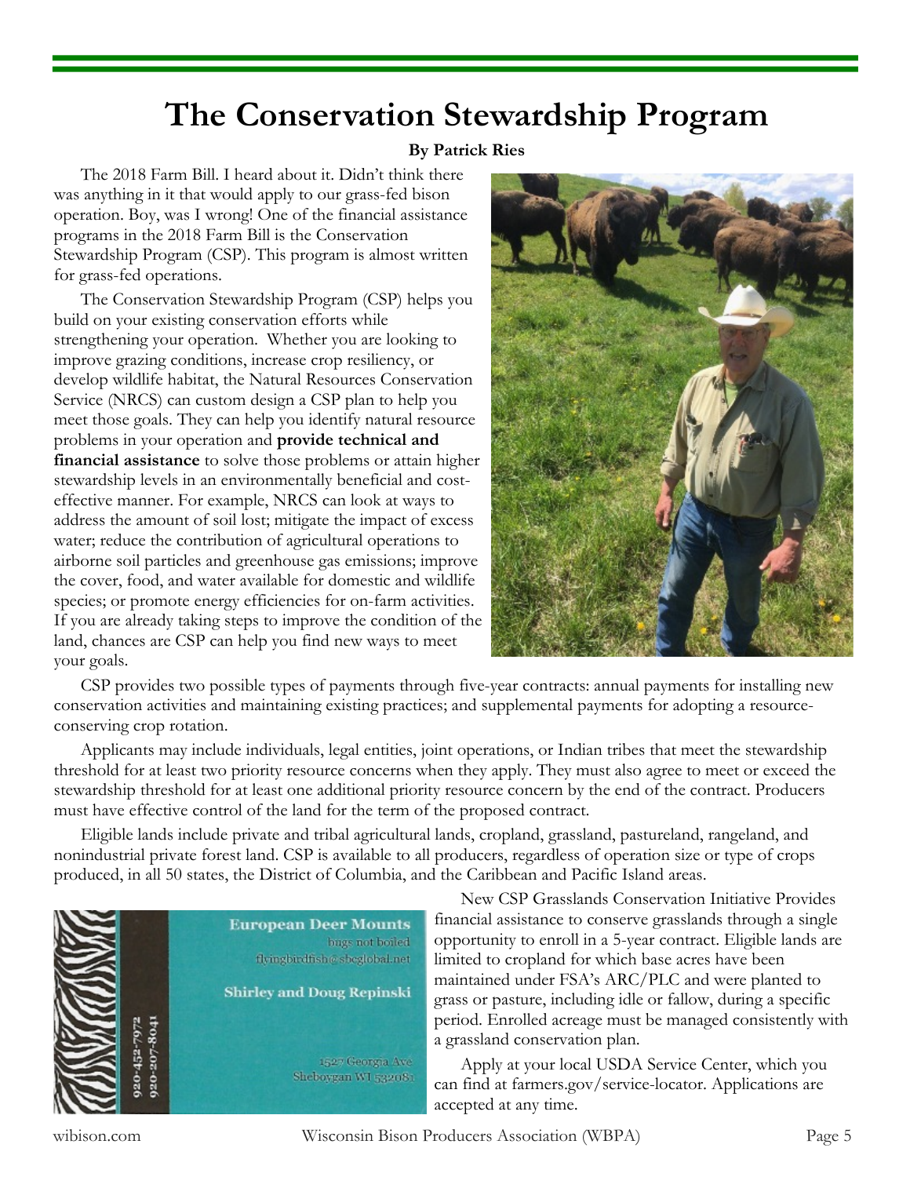# The Conservation Stewardship Program

**By Patrick Ries**

The 2018 Farm Bill. I heard about it. Didn't think there was anything in it that would apply to our grass-fed bison operation. Boy, was I wrong! One of the financial assistance programs in the 2018 Farm Bill is the Conservation Stewardship Program (CSP). This program is almost written for grass-fed operations.

The Conservation Stewardship Program (CSP) helps you build on your existing conservation efforts while strengthening your operation. Whether you are looking to improve grazing conditions, increase crop resiliency, or develop wildlife habitat, the Natural Resources Conservation Service (NRCS) can custom design a CSP plan to help you meet those goals. They can help you identify natural resource problems in your operation and **provide technical and financial assistance** to solve those problems or attain higher stewardship levels in an environmentally beneficial and cost-effective manner. For example, NRCS can look at ways to address the amount of soil lost; mitigate the impact of excess water; reduce the contribution of agricultural operations to airborne soil particles and greenhouse gas emissions; improve the cover, food, and water available for domestic and wildlife species; or promote energy efficiencies for on-farm activities. If you are already taking steps to improve the condition of the land, chances are CSP can help you find new ways to meet your goals.

CSP provides two possible types of payments through five-year contracts: annual payments for installing new conservation activities and maintaining existing practices; and supplemental payments for adopting a resource-conserving crop rotation.

Applicants may include individuals, legal entities, joint operations, or Indian tribes that meet the stewardship threshold for at least two priority resource concerns when they apply. They must also agree to meet or exceed the stewardship threshold for at least one additional priority resource concern by the end of the contract. Producers must have effective control of the land for the term of the proposed contract.

Eligible lands include private and tribal agricultural lands, cropland, grassland, pastureland, rangeland, and nonindustrial private forest land. CSP is available to all producers, regardless of operation size or type of crops produced, in all 50 states, the District of Columbia, and the Caribbean and Pacific Island areas.

**European Deer Mounts**
bugs not boiled
flyingbirdfish@sbcglobal.net

**Shirley and Doug Repinski**

1527 Georgia Ave
Sheboygan WI 53208

920-452-7972
920-207-8041

New CSP Grasslands Conservation Initiative Provides financial assistance to conserve grasslands through a single opportunity to enroll in a 5-year contract. Eligible lands are limited to cropland for which base acres have been maintained under FSA's ARC/PLC and were planted to grass or pasture, including idle or fallow, during a specific period. Enrolled acreage must be managed consistently with a grassland conservation plan.

Apply at your local USDA Service Center, which you can find at farmers.gov/service-locator. Applications are accepted at any time.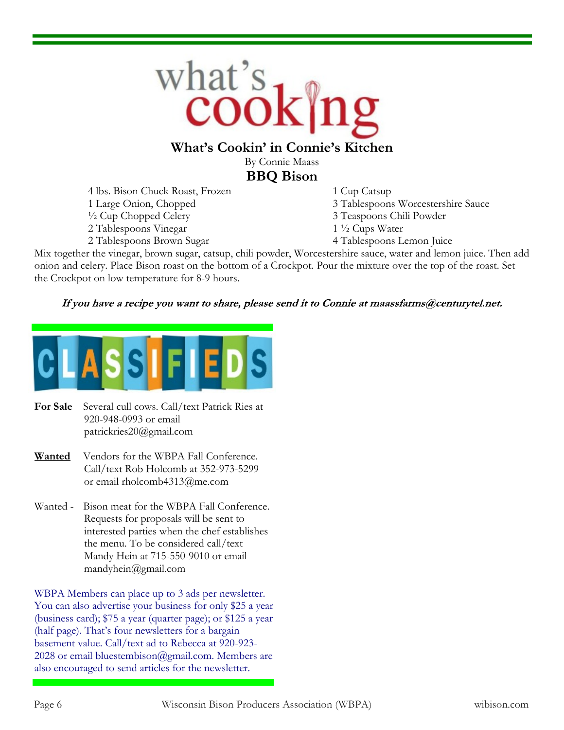# what's cooking

## What's Cookin' in Connie's Kitchen

By Connie Maass

### BBQ Bison

- 4 lbs. Bison Chuck Roast, Frozen
- 1 Large Onion, Chopped
- ½ Cup Chopped Celery
- 2 Tablespoons Vinegar
- 2 Tablespoons Brown Sugar
- 1 Cup Catsup
- 3 Tablespoons Worcestershire Sauce
- 3 Teaspoons Chili Powder
- 1 ½ Cups Water
- 4 Tablespoons Lemon Juice

Mix together the vinegar, brown sugar, catsup, chili powder, Worcestershire sauce, water and lemon juice. Then add onion and celery. Place Bison roast on the bottom of a Crockpot. Pour the mixture over the top of the roast. Set the Crockpot on low temperature for 8-9 hours.

***If you have a recipe you want to share, please send it to Connie at maassfarms@centurytel.net.***

## CLASSIFIEDS

**For Sale** Several cull cows. Call/text Patrick Ries at 920-948-0993 or email patrickries20@gmail.com

**Wanted** Vendors for the WBPA Fall Conference. Call/text Rob Holcomb at 352-973-5299 or email rholcomb4313@me.com

Wanted - Bison meat for the WBPA Fall Conference. Requests for proposals will be sent to interested parties when the chef establishes the menu. To be considered call/text Mandy Hein at 715-550-9010 or email mandyhein@gmail.com

WBPA Members can place up to 3 ads per newsletter. You can also advertise your business for only $25 a year (business card); $75 a year (quarter page); or $125 a year (half page). That's four newsletters for a bargain basement value. Call/text ad to Rebecca at 920-923-2028 or email bluestembison@gmail.com. Members are also encouraged to send articles for the newsletter.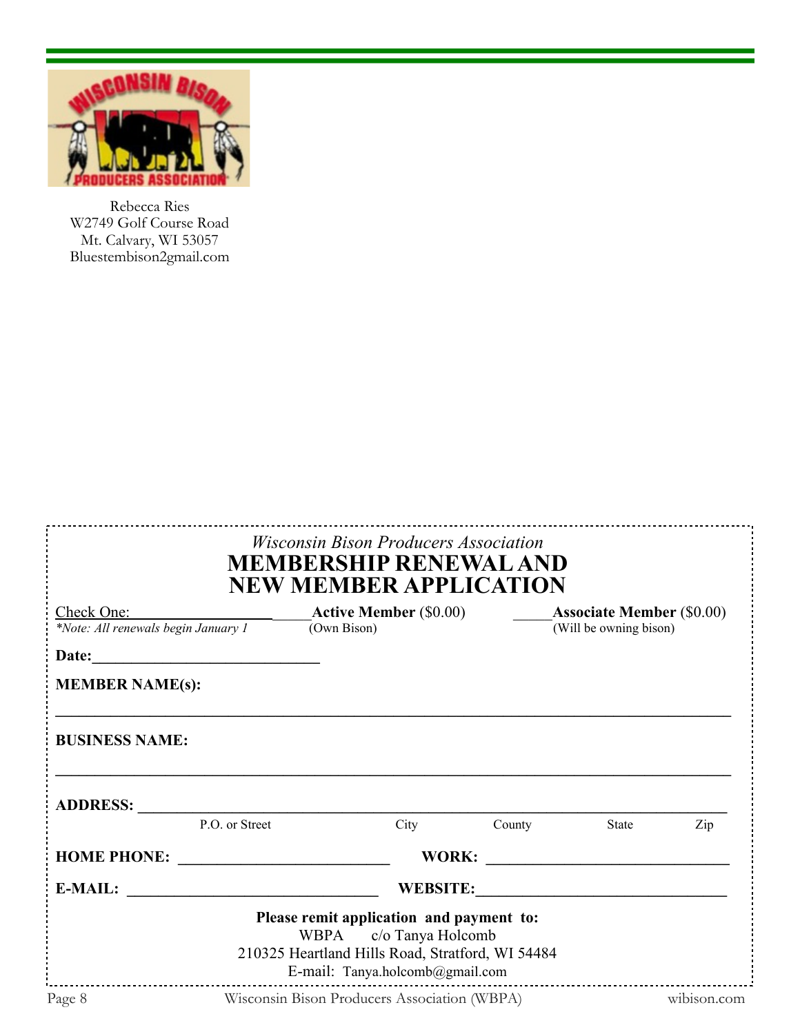Rebecca Ries
W2749 Golf Course Road
Mt. Calvary, WI 53057
Bluestembison2gmail.com

*Wisconsin Bison Producers Association*

## MEMBERSHIP RENEWAL AND NEW MEMBER APPLICATION

Check One: _____ **Active Member** ($0.00) (Own Bison)     _____ **Associate Member** ($0.00) (Will be owning bison)

*\*Note: All renewals begin January 1*

**Date:**_____________________________

**MEMBER NAME(s):**

_____________________________________________________________________________________

**BUSINESS NAME:**

_____________________________________________________________________________________

**ADDRESS:** _____________________________________________________________________________

P.O. or Street     City     County     State     Zip

**HOME PHONE:** ___________________________     **WORK:** _______________________________

**E-MAIL:** _________________________________     **WEBSITE:**_______________________________

**Please remit application and payment to:**
WBPA c/o Tanya Holcomb
210325 Heartland Hills Road, Stratford, WI 54484
E-mail: Tanya.holcomb@gmail.com